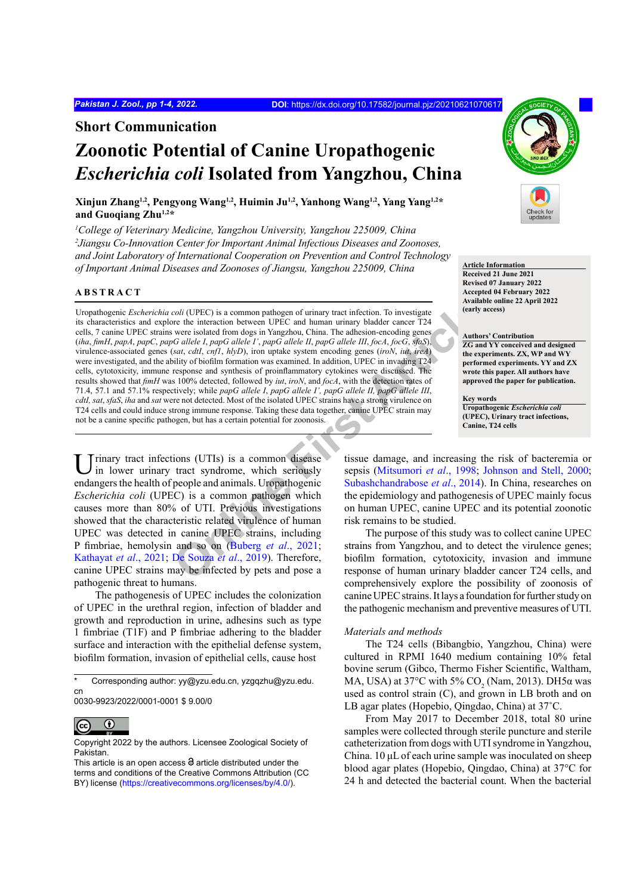Short Communication

# Zoonotic Potential of Canine Uropathogenic *Escherichia coli* Isolated from Yangzhou, China

**Xinjun Zhang[1,2], Pengyong Wang[1,2], Huimin Ju[1,2], Yanhong Wang[1,2], Yang Yang[1,2]* and Guoqiang Zhu[1,2]***

*[1]College of Veterinary Medicine, Yangzhou University, Yangzhou 225009, China*
*[2]Jiangsu Co-Innovation Center for Important Animal Infectious Diseases and Zoonoses, and Joint Laboratory of International Cooperation on Prevention and Control Technology of Important Animal Diseases and Zoonoses of Jiangsu, Yangzhou 225009, China*

**Article Information**
**Received 21 June 2021**
**Revised 07 January 2022**
**Accepted 04 February 2022**
**Available online 22 April 2022 (early access)**

**Authors' Contribution**
**ZG and YY conceived and designed the experiments. ZX, WP and WY performed experiments. YY and ZX wrote this paper. All authors have approved the paper for publication.**

**Key words**
**Uropathogenic *Escherichia coli* (UPEC), Urinary tract infections, Canine, T24 cells**

## ABSTRACT

Uropathogenic *Escherichia coli* (UPEC) is a common pathogen of urinary tract infection. To investigate its characteristics and explore the interaction between UPEC and human urinary bladder cancer T24 cells, 7 canine UPEC strains were isolated from dogs in Yangzhou, China. The adhesion-encoding genes (*iha*, *fimH*, *papA*, *papC*, *papG allele I*, *papG allele I'*, *papG allele II*, *papG allele III*, *focA*, *focG*, *sfaS*), virulence-associated genes (*sat*, *cdtI*, *cnf1*, *hlyD*), iron uptake system encoding genes (*iroN*, *iut*, *ireA*) were investigated, and the ability of biofilm formation was examined. In addition, UPEC in invading T24 cells, cytotoxicity, immune response and synthesis of proinflammatory cytokines were discussed. The results showed that *fimH* was 100% detected, followed by *iut*, *iroN*, and *focA*, with the detection rates of 71.4, 57.1 and 57.1% respectively; while *papG allele I*, *papG allele I'*, *papG allele II*, *papG allele III*, *cdtI*, *sat*, *sfaS*, *iha* and *sat* were not detected. Most of the isolated UPEC strains have a strong virulence on T24 cells and could induce strong immune response. Taking these data together, canine UPEC strain may not be a canine specific pathogen, but has a certain potential for zoonosis.

Urinary tract infections (UTIs) is a common disease in lower urinary tract syndrome, which seriously endangers the health of people and animals. Uropathogenic *Escherichia coli* (UPEC) is a common pathogen which causes more than 80% of UTI. Previous investigations showed that the characteristic related virulence of human UPEC was detected in canine UPEC strains, including P fimbriae, hemolysin and so on (Buberg *et al*., 2021; Kathayat *et al*., 2021; De Souza *et al*., 2019). Therefore, canine UPEC strains may be infected by pets and pose a pathogenic threat to humans.

The pathogenesis of UPEC includes the colonization of UPEC in the urethral region, infection of bladder and growth and reproduction in urine, adhesins such as type 1 fimbriae (T1F) and P fimbriae adhering to the bladder surface and interaction with the epithelial defense system, biofilm formation, invasion of epithelial cells, cause host tissue damage, and increasing the risk of bacteremia or sepsis (Mitsumori *et al*., 1998; Johnson and Stell, 2000; Subashchandrabose *et al*., 2014). In China, researches on the epidemiology and pathogenesis of UPEC mainly focus on human UPEC, canine UPEC and its potential zoonotic risk remains to be studied.

The purpose of this study was to collect canine UPEC strains from Yangzhou, and to detect the virulence genes; biofilm formation, cytotoxicity, invasion and immune response of human urinary bladder cancer T24 cells, and comprehensively explore the possibility of zoonosis of canine UPEC strains. It lays a foundation for further study on the pathogenic mechanism and preventive measures of UTI.

### *Materials and methods*

The T24 cells (Bibangbio, Yangzhou, China) were cultured in RPMI 1640 medium containing 10% fetal bovine serum (Gibco, Thermo Fisher Scientific, Waltham, MA, USA) at 37°C with 5% $CO_2$ (Nam, 2013). DH5α was used as control strain (C), and grown in LB broth and on LB agar plates (Hopebio, Qingdao, China) at 37˚C.

From May 2017 to December 2018, total 80 urine samples were collected through sterile puncture and sterile catheterization from dogs with UTI syndrome in Yangzhou, China. 10 μL of each urine sample was inoculated on sheep blood agar plates (Hopebio, Qingdao, China) at 37°C for 24 h and detected the bacterial count. When the bacterial

\* Corresponding author: yy@yzu.edu.cn, yzgqzhu@yzu.edu.cn
0030-9923/2022/0001-0001 $ 9.00/0

Copyright 2022 by the authors. Licensee Zoological Society of Pakistan.
This article is an open access article distributed under the terms and conditions of the Creative Commons Attribution (CC BY) license (https://creativecommons.org/licenses/by/4.0/).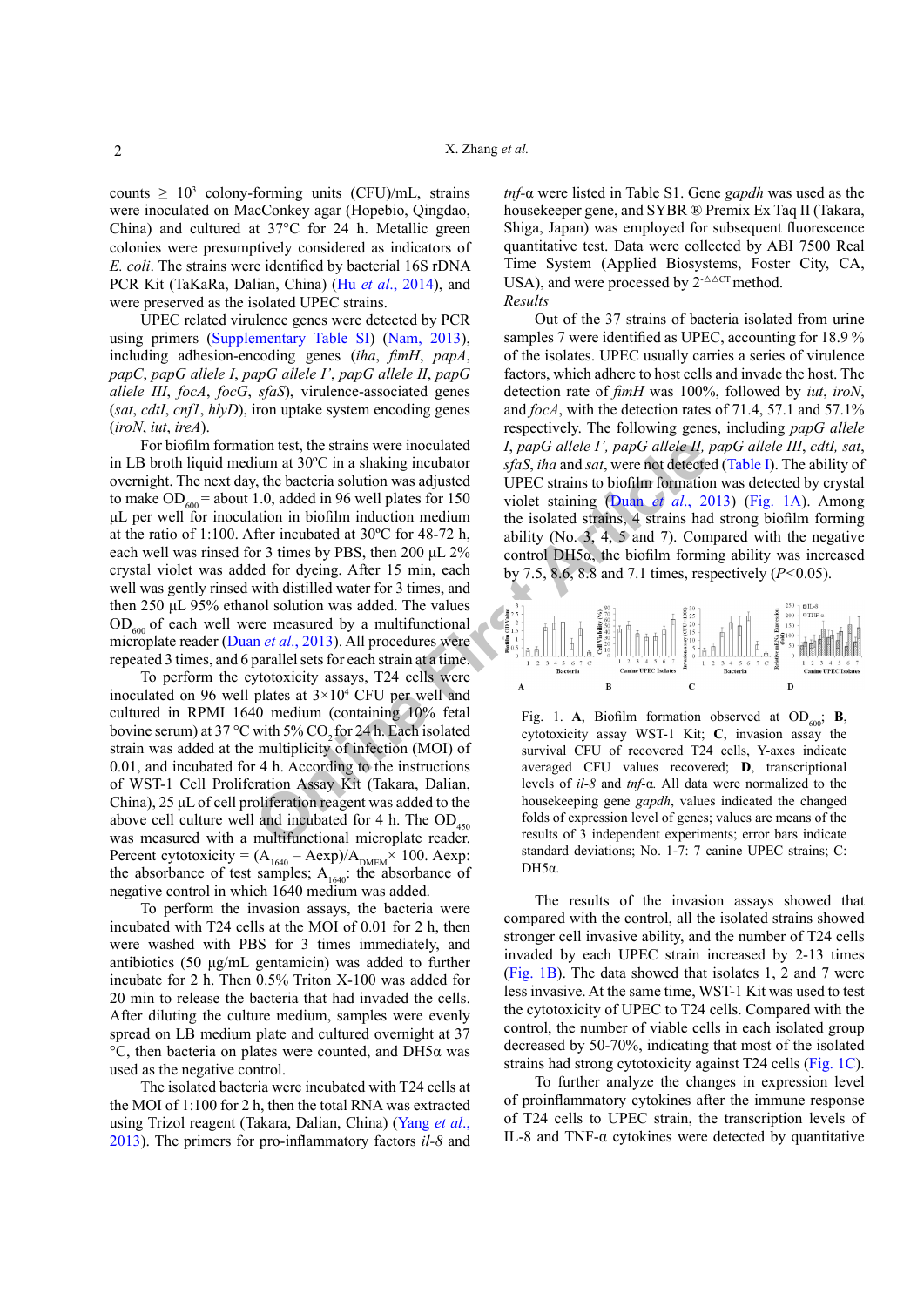counts ≥ $10^3$ colony-forming units (CFU)/mL, strains were inoculated on MacConkey agar (Hopebio, Qingdao, China) and cultured at 37°C for 24 h. Metallic green colonies were presumptively considered as indicators of *E. coli*. The strains were identified by bacterial 16S rDNA PCR Kit (TaKaRa, Dalian, China) (Hu *et al*., 2014), and were preserved as the isolated UPEC strains.

UPEC related virulence genes were detected by PCR using primers (Supplementary Table SI) (Nam, 2013), including adhesion-encoding genes (*iha*, *fimH*, *papA*, *papC*, *papG allele I*, *papG allele I'*, *papG allele II*, *papG allele III*, *focA*, *focG*, *sfaS*), virulence-associated genes (*sat*, *cdtI*, *cnf1*, *hlyD*), iron uptake system encoding genes (*iroN*, *iut*, *ireA*).

For biofilm formation test, the strains were inoculated in LB broth liquid medium at 30ºC in a shaking incubator overnight. The next day, the bacteria solution was adjusted to make $OD_{600}$ = about 1.0, added in 96 well plates for 150 µL per well for inoculation in biofilm induction medium at the ratio of 1:100. After incubated at 30ºC for 48-72 h, each well was rinsed for 3 times by PBS, then 200 µL 2% crystal violet was added for dyeing. After 15 min, each well was gently rinsed with distilled water for 3 times, and then 250 µL 95% ethanol solution was added. The values $OD_{600}$ of each well were measured by a multifunctional microplate reader (Duan *et al*., 2013). All procedures were repeated 3 times, and 6 parallel sets for each strain at a time.

To perform the cytotoxicity assays, T24 cells were inoculated on 96 well plates at $3\times10^4$ CFU per well and cultured in RPMI 1640 medium (containing 10% fetal bovine serum) at 37 °C with 5% $CO_2$ for 24 h. Each isolated strain was added at the multiplicity of infection (MOI) of 0.01, and incubated for 4 h. According to the instructions of WST-1 Cell Proliferation Assay Kit (Takara, Dalian, China), 25 µL of cell proliferation reagent was added to the above cell culture well and incubated for 4 h. The $OD_{450}$ was measured with a multifunctional microplate reader. Percent cytotoxicity = $(A_{1640} - \text{Aexp})/A_{\text{DMEM}} \times 100$. Aexp: the absorbance of test samples; $A_{1640}$: the absorbance of negative control in which 1640 medium was added.

To perform the invasion assays, the bacteria were incubated with T24 cells at the MOI of 0.01 for 2 h, then were washed with PBS for 3 times immediately, and antibiotics (50 µg/mL gentamicin) was added to further incubate for 2 h. Then 0.5% Triton X-100 was added for 20 min to release the bacteria that had invaded the cells. After diluting the culture medium, samples were evenly spread on LB medium plate and cultured overnight at 37 °C, then bacteria on plates were counted, and DH5α was used as the negative control.

The isolated bacteria were incubated with T24 cells at the MOI of 1:100 for 2 h, then the total RNA was extracted using Trizol reagent (Takara, Dalian, China) (Yang *et al*., 2013). The primers for pro-inflammatory factors *il-8* and *tnf*-α were listed in Table S1. Gene *gapdh* was used as the housekeeper gene, and SYBR ® Premix Ex Taq II (Takara, Shiga, Japan) was employed for subsequent fluorescence quantitative test. Data were collected by ABI 7500 Real Time System (Applied Biosystems, Foster City, CA, USA), and were processed by $2^{-\Delta\Delta CT}$ method.

*Results*

Out of the 37 strains of bacteria isolated from urine samples 7 were identified as UPEC, accounting for 18.9 % of the isolates. UPEC usually carries a series of virulence factors, which adhere to host cells and invade the host. The detection rate of *fimH* was 100%, followed by *iut*, *iroN*, and *focA*, with the detection rates of 71.4, 57.1 and 57.1% respectively. The following genes, including *papG allele I*, *papG allele I'*, *papG allele II*, *papG allele III*, *cdtI*, *sat*, *sfaS*, *iha* and *sat*, were not detected (Table I). The ability of UPEC strains to biofilm formation was detected by crystal violet staining (Duan *et al*., 2013) (Fig. 1A). Among the isolated strains, 4 strains had strong biofilm forming ability (No. 3, 4, 5 and 7). Compared with the negative control DH5α, the biofilm forming ability was increased by 7.5, 8.6, 8.8 and 7.1 times, respectively ($P$<0.05).

Fig. 1. **A**, Biofilm formation observed at $OD_{600}$; **B**, cytotoxicity assay WST-1 Kit; **C**, invasion assay the survival CFU of recovered T24 cells, Y-axes indicate averaged CFU values recovered; **D**, transcriptional levels of *il-8* and *tnf*-α. All data were normalized to the housekeeping gene *gapdh*, values indicated the changed folds of expression level of genes; values are means of the results of 3 independent experiments; error bars indicate standard deviations; No. 1-7: 7 canine UPEC strains; C: DH5α.

The results of the invasion assays showed that compared with the control, all the isolated strains showed stronger cell invasive ability, and the number of T24 cells invaded by each UPEC strain increased by 2-13 times (Fig. 1B). The data showed that isolates 1, 2 and 7 were less invasive. At the same time, WST-1 Kit was used to test the cytotoxicity of UPEC to T24 cells. Compared with the control, the number of viable cells in each isolated group decreased by 50-70%, indicating that most of the isolated strains had strong cytotoxicity against T24 cells (Fig. 1C).

To further analyze the changes in expression level of proinflammatory cytokines after the immune response of T24 cells to UPEC strain, the transcription levels of IL-8 and TNF-α cytokines were detected by quantitative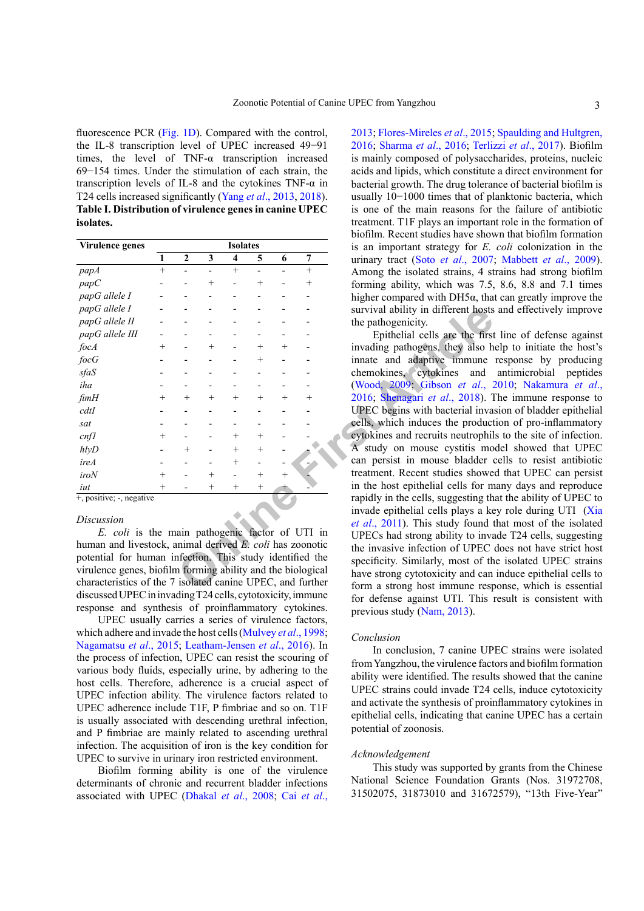fluorescence PCR (Fig. 1D). Compared with the control, the IL-8 transcription level of UPEC increased 49−91 times, the level of TNF-α transcription increased 69−154 times. Under the stimulation of each strain, the transcription levels of IL-8 and the cytokines TNF-α in T24 cells increased significantly (Yang *et al*., 2013, 2018).

**Table I. Distribution of virulence genes in canine UPEC isolates.**

| Virulence genes | Isolates | | | | | | |
|---|---|---|---|---|---|---|---|
| | 1 | 2 | 3 | 4 | 5 | 6 | 7 |
| *papA* | + | - | - | + | - | - | + |
| *papC* | - | - | + | - | + | - | + |
| *papG allele I* | - | - | - | - | - | - | - |
| *papG allele I* | - | - | - | - | - | - | - |
| *papG allele II* | - | - | - | - | - | - | - |
| *papG allele III* | - | - | - | - | - | - | - |
| *focA* | + | - | + | - | + | + | - |
| *focG* | - | - | - | - | + | - | - |
| *sfaS* | - | - | - | - | - | - | - |
| *iha* | - | - | - | - | - | - | - |
| *fimH* | + | + | + | + | + | + | + |
| *cdtI* | - | - | - | - | - | - | - |
| *sat* | - | - | - | - | - | - | - |
| *cnf1* | + | - | - | + | + | - | - |
| *hlyD* | - | + | - | + | + | - | - |
| *ireA* | - | - | - | + | - | - | - |
| *iroN* | + | - | + | - | + | + | - |
| *iut* | + | - | + | + | + | + | - |

+, positive; -, negative

## Discussion

*E. coli* is the main pathogenic factor of UTI in human and livestock, animal derived *E. coli* has zoonotic potential for human infection. This study identified the virulence genes, biofilm forming ability and the biological characteristics of the 7 isolated canine UPEC, and further discussed UPEC in invading T24 cells, cytotoxicity, immune response and synthesis of proinflammatory cytokines.

UPEC usually carries a series of virulence factors, which adhere and invade the host cells (Mulvey *et al*., 1998; Nagamatsu *et al*., 2015; Leatham-Jensen *et al*., 2016). In the process of infection, UPEC can resist the scouring of various body fluids, especially urine, by adhering to the host cells. Therefore, adherence is a crucial aspect of UPEC infection ability. The virulence factors related to UPEC adherence include T1F, P fimbriae and so on. T1F is usually associated with descending urethral infection, and P fimbriae are mainly related to ascending urethral infection. The acquisition of iron is the key condition for UPEC to survive in urinary iron restricted environment.

Biofilm forming ability is one of the virulence determinants of chronic and recurrent bladder infections associated with UPEC (Dhakal *et al*., 2008; Cai *et al*., 2013; Flores-Mireles *et al*., 2015; Spaulding and Hultgren, 2016; Sharma *et al*., 2016; Terlizzi *et al*., 2017). Biofilm is mainly composed of polysaccharides, proteins, nucleic acids and lipids, which constitute a direct environment for bacterial growth. The drug tolerance of bacterial biofilm is usually 10−1000 times that of planktonic bacteria, which is one of the main reasons for the failure of antibiotic treatment. T1F plays an important role in the formation of biofilm. Recent studies have shown that biofilm formation is an important strategy for *E. coli* colonization in the urinary tract (Soto *et al*., 2007; Mabbett *et al*., 2009). Among the isolated strains, 4 strains had strong biofilm forming ability, which was 7.5, 8.6, 8.8 and 7.1 times higher compared with DH5α, that can greatly improve the survival ability in different hosts and effectively improve the pathogenicity.

Epithelial cells are the first line of defense against invading pathogens, they also help to initiate the host's innate and adaptive immune response by producing chemokines, cytokines and antimicrobial peptides (Wood, 2009; Gibson *et al*., 2010; Nakamura *et al*., 2016; Shenagari *et al*., 2018). The immune response to UPEC begins with bacterial invasion of bladder epithelial cells, which induces the production of pro-inflammatory cytokines and recruits neutrophils to the site of infection. A study on mouse cystitis model showed that UPEC can persist in mouse bladder cells to resist antibiotic treatment. Recent studies showed that UPEC can persist in the host epithelial cells for many days and reproduce rapidly in the cells, suggesting that the ability of UPEC to invade epithelial cells plays a key role during UTI (Xia *et al*., 2011). This study found that most of the isolated UPECs had strong ability to invade T24 cells, suggesting the invasive infection of UPEC does not have strict host specificity. Similarly, most of the isolated UPEC strains have strong cytotoxicity and can induce epithelial cells to form a strong host immune response, which is essential for defense against UTI. This result is consistent with previous study (Nam, 2013).

## Conclusion

In conclusion, 7 canine UPEC strains were isolated from Yangzhou, the virulence factors and biofilm formation ability were identified. The results showed that the canine UPEC strains could invade T24 cells, induce cytotoxicity and activate the synthesis of proinflammatory cytokines in epithelial cells, indicating that canine UPEC has a certain potential of zoonosis.

## Acknowledgement

This study was supported by grants from the Chinese National Science Foundation Grants (Nos. 31972708, 31502075, 31873010 and 31672579), "13th Five-Year"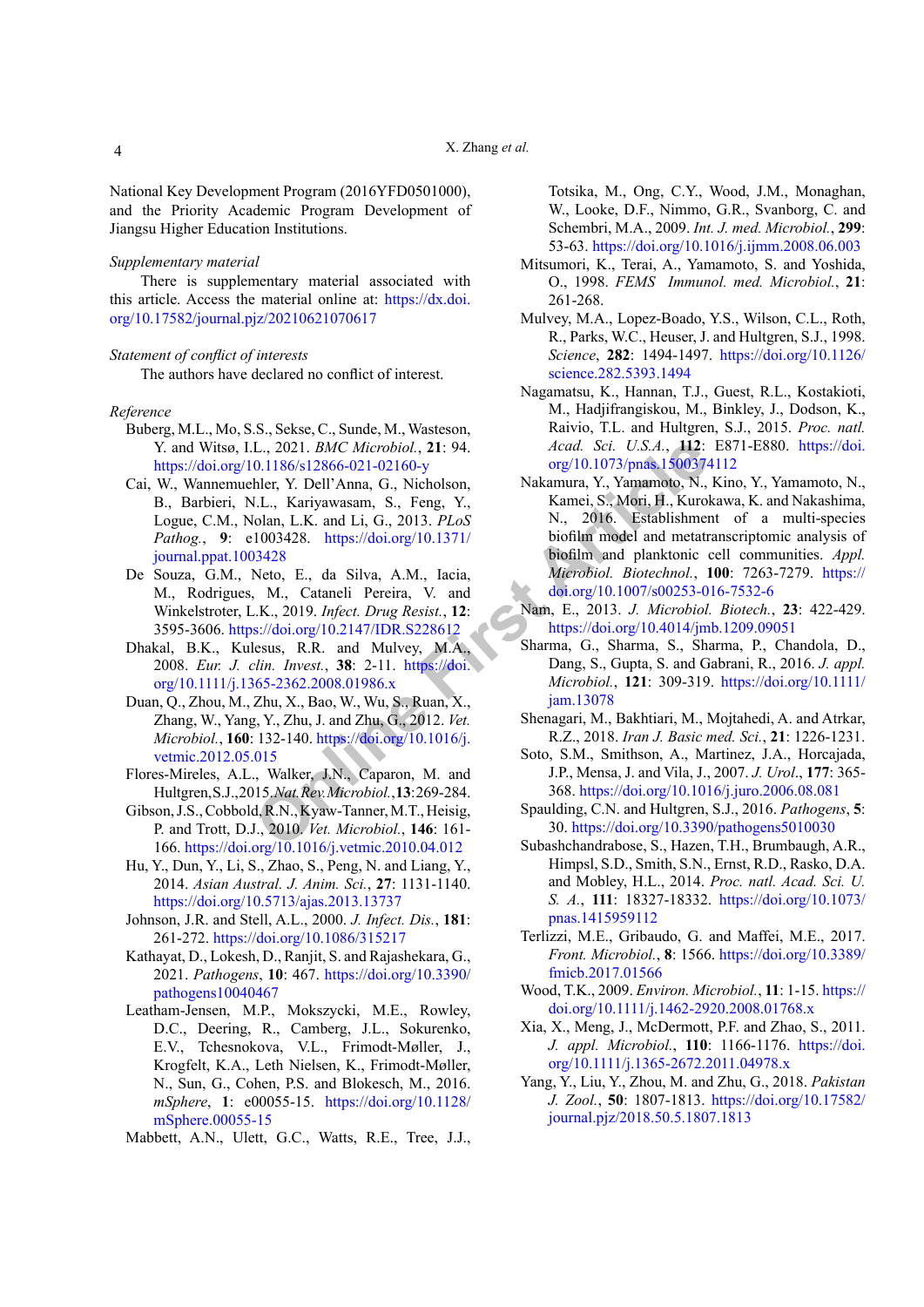National Key Development Program (2016YFD0501000), and the Priority Academic Program Development of Jiangsu Higher Education Institutions.

*Supplementary material*

There is supplementary material associated with this article. Access the material online at: https://dx.doi.org/10.17582/journal.pjz/20210621070617

*Statement of conflict of interests*

The authors have declared no conflict of interest.

*Reference*

Buberg, M.L., Mo, S.S., Sekse, C., Sunde, M., Wasteson, Y. and Witsø, I.L., 2021. *BMC Microbiol.*, **21**: 94. https://doi.org/10.1186/s12866-021-02160-y

Cai, W., Wannemuehler, Y. Dell'Anna, G., Nicholson, B., Barbieri, N.L., Kariyawasam, S., Feng, Y., Logue, C.M., Nolan, L.K. and Li, G., 2013. *PLoS Pathog.*, **9**: e1003428. https://doi.org/10.1371/journal.ppat.1003428

De Souza, G.M., Neto, E., da Silva, A.M., Iacia, M., Rodrigues, M., Cataneli Pereira, V. and Winkelstroter, L.K., 2019. *Infect. Drug Resist.*, **12**: 3595-3606. https://doi.org/10.2147/IDR.S228612

Dhakal, B.K., Kulesus, R.R. and Mulvey, M.A., 2008. *Eur. J. clin. Invest.*, **38**: 2-11. https://doi.org/10.1111/j.1365-2362.2008.01986.x

Duan, Q., Zhou, M., Zhu, X., Bao, W., Wu, S., Ruan, X., Zhang, W., Yang, Y., Zhu, J. and Zhu, G., 2012. *Vet. Microbiol.*, **160**: 132-140. https://doi.org/10.1016/j.vetmic.2012.05.015

Flores-Mireles, A.L., Walker, J.N., Caparon, M. and Hultgren, S.J., 2015. *Nat. Rev. Microbiol.*, **13**: 269-284.

Gibson, J.S., Cobbold, R.N., Kyaw-Tanner, M.T., Heisig, P. and Trott, D.J., 2010. *Vet. Microbiol.*, **146**: 161-166. https://doi.org/10.1016/j.vetmic.2010.04.012

Hu, Y., Dun, Y., Li, S., Zhao, S., Peng, N. and Liang, Y., 2014. *Asian Austral. J. Anim. Sci.*, **27**: 1131-1140. https://doi.org/10.5713/ajas.2013.13737

Johnson, J.R. and Stell, A.L., 2000. *J. Infect. Dis.*, **181**: 261-272. https://doi.org/10.1086/315217

Kathayat, D., Lokesh, D., Ranjit, S. and Rajashekara, G., 2021. *Pathogens*, **10**: 467. https://doi.org/10.3390/pathogens10040467

Leatham-Jensen, M.P., Mokszycki, M.E., Rowley, D.C., Deering, R., Camberg, J.L., Sokurenko, E.V., Tchesnokova, V.L., Frimodt-Møller, J., Krogfelt, K.A., Leth Nielsen, K., Frimodt-Møller, N., Sun, G., Cohen, P.S. and Blokesch, M., 2016. *mSphere*, **1**: e00055-15. https://doi.org/10.1128/mSphere.00055-15

Mabbett, A.N., Ulett, G.C., Watts, R.E., Tree, J.J., Totsika, M., Ong, C.Y., Wood, J.M., Monaghan, W., Looke, D.F., Nimmo, G.R., Svanborg, C. and Schembri, M.A., 2009. *Int. J. med. Microbiol.*, **299**: 53-63. https://doi.org/10.1016/j.ijmm.2008.06.003

Mitsumori, K., Terai, A., Yamamoto, S. and Yoshida, O., 1998. *FEMS Immunol. med. Microbiol.*, **21**: 261-268.

Mulvey, M.A., Lopez-Boado, Y.S., Wilson, C.L., Roth, R., Parks, W.C., Heuser, J. and Hultgren, S.J., 1998. *Science*, **282**: 1494-1497. https://doi.org/10.1126/science.282.5393.1494

Nagamatsu, K., Hannan, T.J., Guest, R.L., Kostakioti, M., Hadjifrangiskou, M., Binkley, J., Dodson, K., Raivio, T.L. and Hultgren, S.J., 2015. *Proc. natl. Acad. Sci. U.S.A.*, **112**: E871-E880. https://doi.org/10.1073/pnas.1500374112

Nakamura, Y., Yamamoto, N., Kino, Y., Yamamoto, N., Kamei, S., Mori, H., Kurokawa, K. and Nakashima, N., 2016. Establishment of a multi-species biofilm model and metatranscriptomic analysis of biofilm and planktonic cell communities. *Appl. Microbiol. Biotechnol.*, **100**: 7263-7279. https://doi.org/10.1007/s00253-016-7532-6

Nam, E., 2013. *J. Microbiol. Biotech.*, **23**: 422-429. https://doi.org/10.4014/jmb.1209.09051

Sharma, G., Sharma, S., Sharma, P., Chandola, D., Dang, S., Gupta, S. and Gabrani, R., 2016. *J. appl. Microbiol.*, **121**: 309-319. https://doi.org/10.1111/jam.13078

Shenagari, M., Bakhtiari, M., Mojtahedi, A. and Atrkar, R.Z., 2018. *Iran J. Basic med. Sci.*, **21**: 1226-1231.

Soto, S.M., Smithson, A., Martinez, J.A., Horcajada, J.P., Mensa, J. and Vila, J., 2007. *J. Urol.*, **177**: 365-368. https://doi.org/10.1016/j.juro.2006.08.081

Spaulding, C.N. and Hultgren, S.J., 2016. *Pathogens*, **5**: 30. https://doi.org/10.3390/pathogens5010030

Subashchandrabose, S., Hazen, T.H., Brumbaugh, A.R., Himpsl, S.D., Smith, S.N., Ernst, R.D., Rasko, D.A. and Mobley, H.L., 2014. *Proc. natl. Acad. Sci. U. S. A.*, **111**: 18327-18332. https://doi.org/10.1073/pnas.1415959112

Terlizzi, M.E., Gribaudo, G. and Maffei, M.E., 2017. *Front. Microbiol.*, **8**: 1566. https://doi.org/10.3389/fmicb.2017.01566

Wood, T.K., 2009. *Environ. Microbiol.*, **11**: 1-15. https://doi.org/10.1111/j.1462-2920.2008.01768.x

Xia, X., Meng, J., McDermott, P.F. and Zhao, S., 2011. *J. appl. Microbiol.*, **110**: 1166-1176. https://doi.org/10.1111/j.1365-2672.2011.04978.x

Yang, Y., Liu, Y., Zhou, M. and Zhu, G., 2018. *Pakistan J. Zool.*, **50**: 1807-1813. https://doi.org/10.17582/journal.pjz/2018.50.5.1807.1813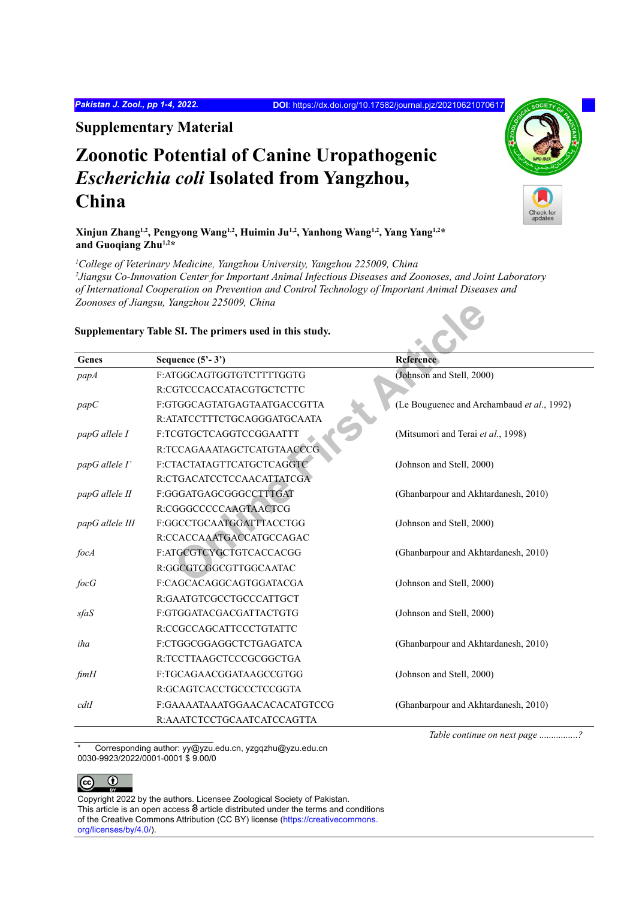## Supplementary Material

# Zoonotic Potential of Canine Uropathogenic *Escherichia coli* Isolated from Yangzhou, China

**Xinjun Zhang[1,2], Pengyong Wang[1,2], Huimin Ju[1,2], Yanhong Wang[1,2], Yang Yang[1,2]* and Guoqiang Zhu[1,2]***

*[1]College of Veterinary Medicine, Yangzhou University, Yangzhou 225009, China*
*[2]Jiangsu Co-Innovation Center for Important Animal Infectious Diseases and Zoonoses, and Joint Laboratory of International Cooperation on Prevention and Control Technology of Important Animal Diseases and Zoonoses of Jiangsu, Yangzhou 225009, China*

**Supplementary Table SI. The primers used in this study.**

| Genes | Sequence (5'- 3') | Reference |
|---|---|---|
| *papA* | F:ATGGCAGTGGTGTCTTTTGGTG | (Johnson and Stell, 2000) |
| | R:CGTCCCACCATACGTGCTCTTC | |
| *papC* | F:GTGGCAGTATGAGTAATGACCGTTA | (Le Bouguenec and Archambaud *et al*., 1992) |
| | R:ATATCCTTTCTGCAGGGATGCAATA | |
| *papG allele I* | F:TCGTGCTCAGGTCCGGAATTT | (Mitsumori and Terai *et al*., 1998) |
| | R:TCCAGAAATAGCTCATGTAACCCG | |
| *papG allele I'* | F:CTACTATAGTTCATGCTCAGGTC | (Johnson and Stell, 2000) |
| | R:CTGACATCCTCCAACATTATCGA | |
| *papG allele II* | F:GGGATGAGCGGGCCTTTGAT | (Ghanbarpour and Akhtardanesh, 2010) |
| | R:CGGGCCCCCAAGTAACTCG | |
| *papG allele III* | F:GGCCTGCAATGGATTTACCTGG | (Johnson and Stell, 2000) |
| | R:CCACCAAATGACCATGCCAGAC | |
| *focA* | F:ATGCGTCYGCTGTCACCACGG | (Ghanbarpour and Akhtardanesh, 2010) |
| | R:GGCGTCGGCGTTGGCAATAC | |
| *focG* | F:CAGCACAGGCAGTGGATACGA | (Johnson and Stell, 2000) |
| | R:GAATGTCGCCTGCCCATTGCT | |
| *sfaS* | F:GTGGATACGACGATTACTGTG | (Johnson and Stell, 2000) |
| | R:CCGCCAGCATTCCCTGTATTC | |
| *iha* | F:CTGGCGGAGGCTCTGAGATCA | (Ghanbarpour and Akhtardanesh, 2010) |
| | R:TCCTTAAGCTCCCGCGGCTGA | |
| *fimH* | F:TGCAGAACGGATAAGCCGTGG | (Johnson and Stell, 2000) |
| | R:GCAGTCACCTGCCCTCCGGTA | |
| *cdtI* | F:GAAAATAAATGGAACACACATGTCCG | (Ghanbarpour and Akhtardanesh, 2010) |
| | R:AAATCTCCTGCAATCATCCAGTTA | |

*Table continue on next page ................?*

\* Corresponding author: yy@yzu.edu.cn, yzgqzhu@yzu.edu.cn
0030-9923/2022/0001-0001 $ 9.00/0

Copyright 2022 by the authors. Licensee Zoological Society of Pakistan.
This article is an open access article distributed under the terms and conditions of the Creative Commons Attribution (CC BY) license (https://creativecommons.org/licenses/by/4.0/).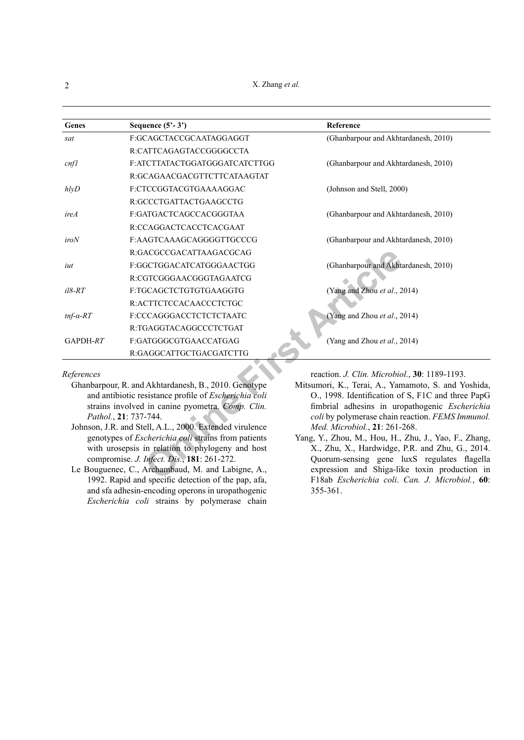| Genes | Sequence (5'- 3') | Reference |
|---|---|---|
| *sat* | F:GCAGCTACCGCAATAGGAGGT | (Ghanbarpour and Akhtardanesh, 2010) |
| | R:CATTCAGAGTACCGGGGCCTA | |
| *cnf1* | F:ATCTTATACTGGATGGGATCATCTTGG | (Ghanbarpour and Akhtardanesh, 2010) |
| | R:GCAGAACGACGTTCTTCATAAGTAT | |
| *hlyD* | F:CTCCGGTACGTGAAAAGGAC | (Johnson and Stell, 2000) |
| | R:GCCCTGATTACTGAAGCCTG | |
| *ireA* | F:GATGACTCAGCCACGGGTAA | (Ghanbarpour and Akhtardanesh, 2010) |
| | R:CCAGGACTCACCTCACGAAT | |
| *iroN* | F:AAGTCAAAGCAGGGGTTGCCCG | (Ghanbarpour and Akhtardanesh, 2010) |
| | R:GACGCCGACATTAAGACGCAG | |
| *iut* | F:GGCTGGACATCATGGGAACTGG | (Ghanbarpour and Akhtardanesh, 2010) |
| | R:CGTCGGGAACGGGTAGAATCG | |
| *il8-RT* | F:TGCAGCTCTGTGTGAAGGTG | (Yang and Zhou *et al*., 2014) |
| | R:ACTTCTCCACAACCCTCTGC | |
| *tnf-α-RT* | F:CCCAGGGACCTCTCTCTAATC | (Yang and Zhou *et al*., 2014) |
| | R:TGAGGTACAGGCCCTCTGAT | |
| GAPDH-*RT* | F:GATGGGCGTGAACCATGAG | (Yang and Zhou *et al*., 2014) |
| | R:GAGGCATTGCTGACGATCTTG | |

*References*

Ghanbarpour, R. and Akhtardanesh, B., 2010. Genotype and antibiotic resistance profile of *Escherichia coli* strains involved in canine pyometra. *Comp. Clin. Pathol.*, **21**: 737-744.

Johnson, J.R. and Stell, A.L., 2000. Extended virulence genotypes of *Escherichia coli* strains from patients with urosepsis in relation to phylogeny and host compromise. *J. Infect. Dis.*, **181**: 261-272.

Le Bouguenec, C., Archambaud, M. and Labigne, A., 1992. Rapid and specific detection of the pap, afa, and sfa adhesin-encoding operons in uropathogenic *Escherichia coli* strains by polymerase chain reaction. *J. Clin. Microbiol.*, **30**: 1189-1193.

Mitsumori, K., Terai, A., Yamamoto, S. and Yoshida, O., 1998. Identification of S, F1C and three PapG fimbrial adhesins in uropathogenic *Escherichia coli* by polymerase chain reaction. *FEMS Immunol. Med. Microbiol.*, **21**: 261-268.

Yang, Y., Zhou, M., Hou, H., Zhu, J., Yao, F., Zhang, X., Zhu, X., Hardwidge, P.R. and Zhu, G., 2014. Quorum-sensing gene luxS regulates flagella expression and Shiga-like toxin production in F18ab *Escherichia coli*. *Can. J. Microbiol.*, **60**: 355-361.